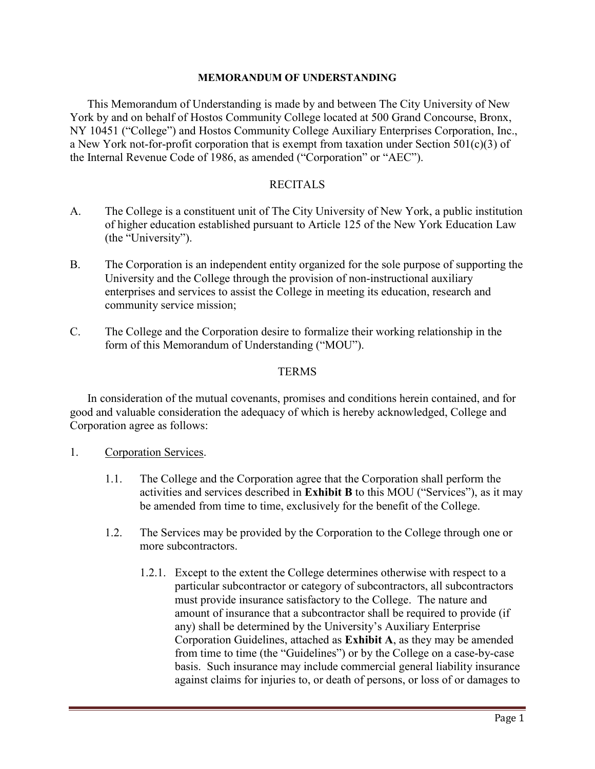# MEMORANDUM OF UNDERSTANDING

This Memorandum of Understanding is made by and between The City University of New York by and on behalf of Hostos Community College located at 500 Grand Concourse, Bronx, NY 10451 ("College") and Hostos Community College Auxiliary Enterprises Corporation, Inc., a New York not-for-profit corporation that is exempt from taxation under Section 501(c)(3) of the Internal Revenue Code of 1986, as amended ("Corporation" or "AEC").

## RECITALS

A. The College is a constituent unit of The City University of New York, a public institution of higher education established pursuant to Article 125 of the New York Education Law (the "University").

B. The Corporation is an independent entity organized for the sole purpose of supporting the University and the College through the provision of non-instructional auxiliary enterprises and services to assist the College in meeting its education, research and community service mission;

C. The College and the Corporation desire to formalize their working relationship in the form of this Memorandum of Understanding ("MOU").

## TERMS

In consideration of the mutual covenants, promises and conditions herein contained, and for good and valuable consideration the adequacy of which is hereby acknowledged, College and Corporation agree as follows:

1. Corporation Services.

   1.1. The College and the Corporation agree that the Corporation shall perform the activities and services described in **Exhibit B** to this MOU ("Services"), as it may be amended from time to time, exclusively for the benefit of the College.

   1.2. The Services may be provided by the Corporation to the College through one or more subcontractors.

      1.2.1. Except to the extent the College determines otherwise with respect to a particular subcontractor or category of subcontractors, all subcontractors must provide insurance satisfactory to the College. The nature and amount of insurance that a subcontractor shall be required to provide (if any) shall be determined by the University's Auxiliary Enterprise Corporation Guidelines, attached as **Exhibit A**, as they may be amended from time to time (the "Guidelines") or by the College on a case-by-case basis. Such insurance may include commercial general liability insurance against claims for injuries to, or death of persons, or loss of or damages to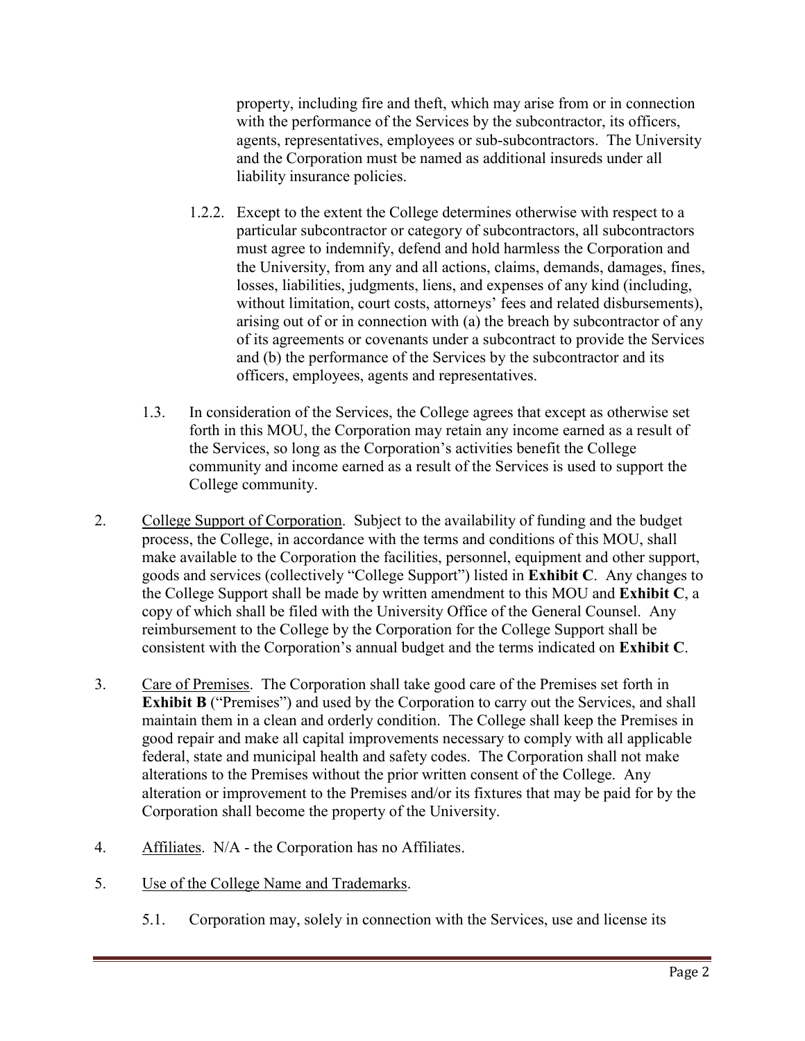property, including fire and theft, which may arise from or in connection with the performance of the Services by the subcontractor, its officers, agents, representatives, employees or sub-subcontractors. The University and the Corporation must be named as additional insureds under all liability insurance policies.

1.2.2. Except to the extent the College determines otherwise with respect to a particular subcontractor or category of subcontractors, all subcontractors must agree to indemnify, defend and hold harmless the Corporation and the University, from any and all actions, claims, demands, damages, fines, losses, liabilities, judgments, liens, and expenses of any kind (including, without limitation, court costs, attorneys' fees and related disbursements), arising out of or in connection with (a) the breach by subcontractor of any of its agreements or covenants under a subcontract to provide the Services and (b) the performance of the Services by the subcontractor and its officers, employees, agents and representatives.

1.3. In consideration of the Services, the College agrees that except as otherwise set forth in this MOU, the Corporation may retain any income earned as a result of the Services, so long as the Corporation's activities benefit the College community and income earned as a result of the Services is used to support the College community.

2. College Support of Corporation. Subject to the availability of funding and the budget process, the College, in accordance with the terms and conditions of this MOU, shall make available to the Corporation the facilities, personnel, equipment and other support, goods and services (collectively "College Support") listed in **Exhibit C**. Any changes to the College Support shall be made by written amendment to this MOU and **Exhibit C**, a copy of which shall be filed with the University Office of the General Counsel. Any reimbursement to the College by the Corporation for the College Support shall be consistent with the Corporation's annual budget and the terms indicated on **Exhibit C**.

3. Care of Premises. The Corporation shall take good care of the Premises set forth in **Exhibit B** ("Premises") and used by the Corporation to carry out the Services, and shall maintain them in a clean and orderly condition. The College shall keep the Premises in good repair and make all capital improvements necessary to comply with all applicable federal, state and municipal health and safety codes. The Corporation shall not make alterations to the Premises without the prior written consent of the College. Any alteration or improvement to the Premises and/or its fixtures that may be paid for by the Corporation shall become the property of the University.

4. Affiliates. N/A - the Corporation has no Affiliates.

5. Use of the College Name and Trademarks.

5.1. Corporation may, solely in connection with the Services, use and license its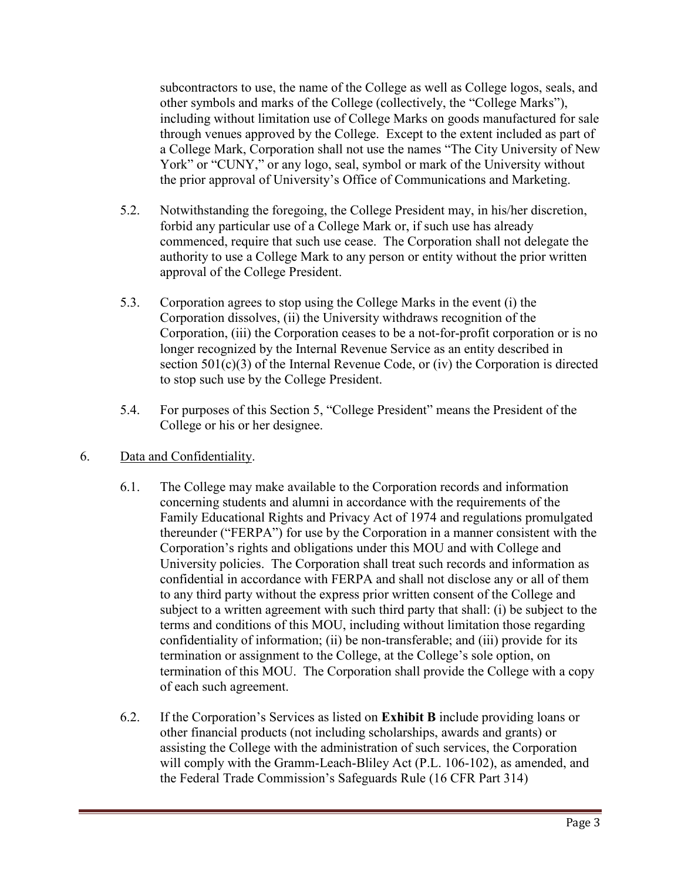subcontractors to use, the name of the College as well as College logos, seals, and other symbols and marks of the College (collectively, the "College Marks"), including without limitation use of College Marks on goods manufactured for sale through venues approved by the College. Except to the extent included as part of a College Mark, Corporation shall not use the names "The City University of New York" or "CUNY," or any logo, seal, symbol or mark of the University without the prior approval of University's Office of Communications and Marketing.

5.2. Notwithstanding the foregoing, the College President may, in his/her discretion, forbid any particular use of a College Mark or, if such use has already commenced, require that such use cease. The Corporation shall not delegate the authority to use a College Mark to any person or entity without the prior written approval of the College President.

5.3. Corporation agrees to stop using the College Marks in the event (i) the Corporation dissolves, (ii) the University withdraws recognition of the Corporation, (iii) the Corporation ceases to be a not-for-profit corporation or is no longer recognized by the Internal Revenue Service as an entity described in section 501(c)(3) of the Internal Revenue Code, or (iv) the Corporation is directed to stop such use by the College President.

5.4. For purposes of this Section 5, "College President" means the President of the College or his or her designee.

6. Data and Confidentiality.

6.1. The College may make available to the Corporation records and information concerning students and alumni in accordance with the requirements of the Family Educational Rights and Privacy Act of 1974 and regulations promulgated thereunder ("FERPA") for use by the Corporation in a manner consistent with the Corporation's rights and obligations under this MOU and with College and University policies. The Corporation shall treat such records and information as confidential in accordance with FERPA and shall not disclose any or all of them to any third party without the express prior written consent of the College and subject to a written agreement with such third party that shall: (i) be subject to the terms and conditions of this MOU, including without limitation those regarding confidentiality of information; (ii) be non-transferable; and (iii) provide for its termination or assignment to the College, at the College's sole option, on termination of this MOU. The Corporation shall provide the College with a copy of each such agreement.

6.2. If the Corporation's Services as listed on **Exhibit B** include providing loans or other financial products (not including scholarships, awards and grants) or assisting the College with the administration of such services, the Corporation will comply with the Gramm-Leach-Bliley Act (P.L. 106-102), as amended, and the Federal Trade Commission's Safeguards Rule (16 CFR Part 314)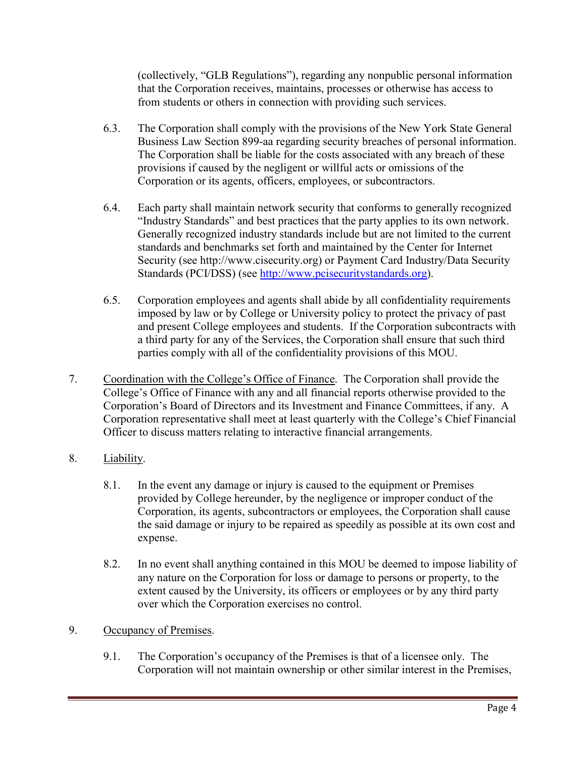(collectively, "GLB Regulations"), regarding any nonpublic personal information that the Corporation receives, maintains, processes or otherwise has access to from students or others in connection with providing such services.

6.3. The Corporation shall comply with the provisions of the New York State General Business Law Section 899-aa regarding security breaches of personal information. The Corporation shall be liable for the costs associated with any breach of these provisions if caused by the negligent or willful acts or omissions of the Corporation or its agents, officers, employees, or subcontractors.

6.4. Each party shall maintain network security that conforms to generally recognized "Industry Standards" and best practices that the party applies to its own network. Generally recognized industry standards include but are not limited to the current standards and benchmarks set forth and maintained by the Center for Internet Security (see http://www.cisecurity.org) or Payment Card Industry/Data Security Standards (PCI/DSS) (see [http://www.pcisecuritystandards.org](http://www.pcisecuritystandards.org)).

6.5. Corporation employees and agents shall abide by all confidentiality requirements imposed by law or by College or University policy to protect the privacy of past and present College employees and students. If the Corporation subcontracts with a third party for any of the Services, the Corporation shall ensure that such third parties comply with all of the confidentiality provisions of this MOU.

7. Coordination with the College's Office of Finance. The Corporation shall provide the College's Office of Finance with any and all financial reports otherwise provided to the Corporation's Board of Directors and its Investment and Finance Committees, if any. A Corporation representative shall meet at least quarterly with the College's Chief Financial Officer to discuss matters relating to interactive financial arrangements.

8. Liability.

8.1. In the event any damage or injury is caused to the equipment or Premises provided by College hereunder, by the negligence or improper conduct of the Corporation, its agents, subcontractors or employees, the Corporation shall cause the said damage or injury to be repaired as speedily as possible at its own cost and expense.

8.2. In no event shall anything contained in this MOU be deemed to impose liability of any nature on the Corporation for loss or damage to persons or property, to the extent caused by the University, its officers or employees or by any third party over which the Corporation exercises no control.

9. Occupancy of Premises.

9.1. The Corporation's occupancy of the Premises is that of a licensee only. The Corporation will not maintain ownership or other similar interest in the Premises,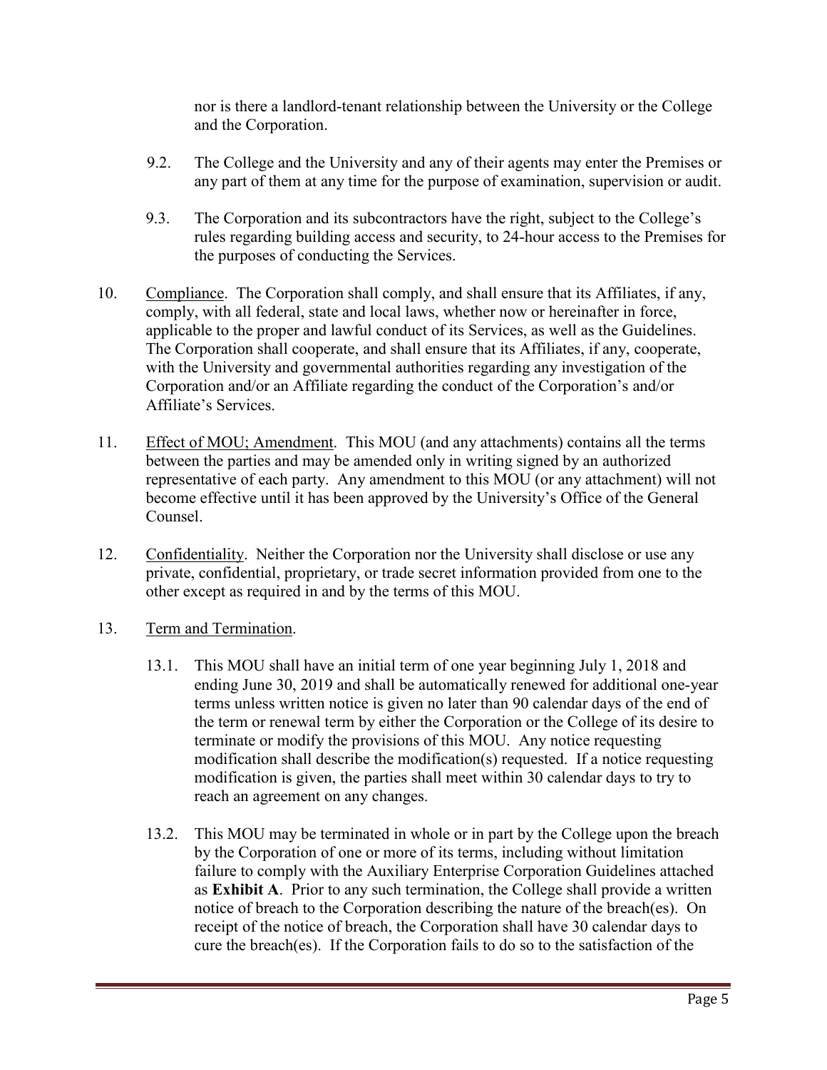nor is there a landlord-tenant relationship between the University or the College and the Corporation.

9.2. The College and the University and any of their agents may enter the Premises or any part of them at any time for the purpose of examination, supervision or audit.

9.3. The Corporation and its subcontractors have the right, subject to the College's rules regarding building access and security, to 24-hour access to the Premises for the purposes of conducting the Services.

10. Compliance. The Corporation shall comply, and shall ensure that its Affiliates, if any, comply, with all federal, state and local laws, whether now or hereinafter in force, applicable to the proper and lawful conduct of its Services, as well as the Guidelines. The Corporation shall cooperate, and shall ensure that its Affiliates, if any, cooperate, with the University and governmental authorities regarding any investigation of the Corporation and/or an Affiliate regarding the conduct of the Corporation's and/or Affiliate's Services.

11. Effect of MOU; Amendment. This MOU (and any attachments) contains all the terms between the parties and may be amended only in writing signed by an authorized representative of each party. Any amendment to this MOU (or any attachment) will not become effective until it has been approved by the University's Office of the General Counsel.

12. Confidentiality. Neither the Corporation nor the University shall disclose or use any private, confidential, proprietary, or trade secret information provided from one to the other except as required in and by the terms of this MOU.

13. Term and Termination.

13.1. This MOU shall have an initial term of one year beginning July 1, 2018 and ending June 30, 2019 and shall be automatically renewed for additional one-year terms unless written notice is given no later than 90 calendar days of the end of the term or renewal term by either the Corporation or the College of its desire to terminate or modify the provisions of this MOU. Any notice requesting modification shall describe the modification(s) requested. If a notice requesting modification is given, the parties shall meet within 30 calendar days to try to reach an agreement on any changes.

13.2. This MOU may be terminated in whole or in part by the College upon the breach by the Corporation of one or more of its terms, including without limitation failure to comply with the Auxiliary Enterprise Corporation Guidelines attached as **Exhibit A**. Prior to any such termination, the College shall provide a written notice of breach to the Corporation describing the nature of the breach(es). On receipt of the notice of breach, the Corporation shall have 30 calendar days to cure the breach(es). If the Corporation fails to do so to the satisfaction of the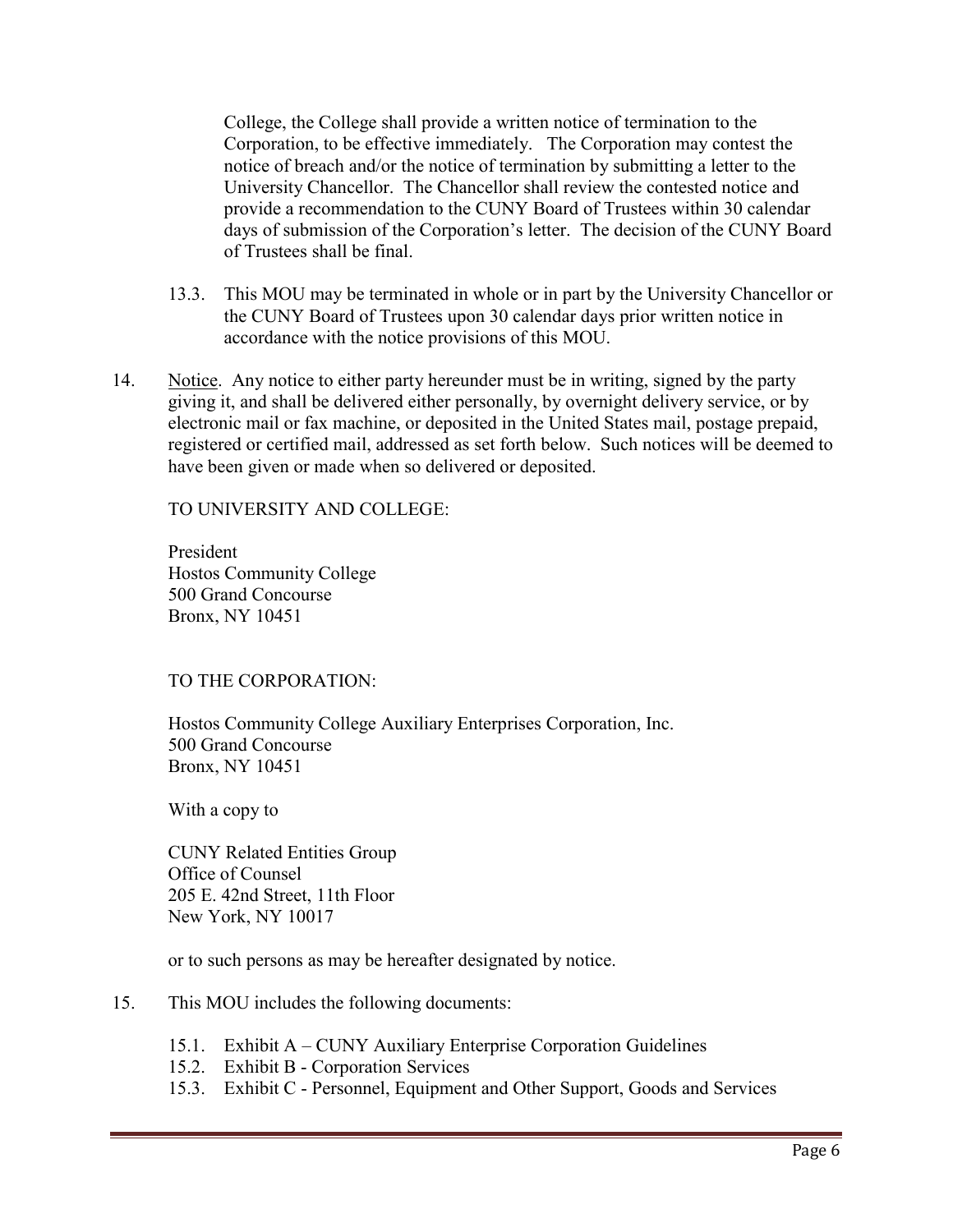College, the College shall provide a written notice of termination to the Corporation, to be effective immediately. The Corporation may contest the notice of breach and/or the notice of termination by submitting a letter to the University Chancellor. The Chancellor shall review the contested notice and provide a recommendation to the CUNY Board of Trustees within 30 calendar days of submission of the Corporation's letter. The decision of the CUNY Board of Trustees shall be final.

13.3. This MOU may be terminated in whole or in part by the University Chancellor or the CUNY Board of Trustees upon 30 calendar days prior written notice in accordance with the notice provisions of this MOU.

14. Notice. Any notice to either party hereunder must be in writing, signed by the party giving it, and shall be delivered either personally, by overnight delivery service, or by electronic mail or fax machine, or deposited in the United States mail, postage prepaid, registered or certified mail, addressed as set forth below. Such notices will be deemed to have been given or made when so delivered or deposited.

TO UNIVERSITY AND COLLEGE:

President  
Hostos Community College  
500 Grand Concourse  
Bronx, NY 10451

TO THE CORPORATION:

Hostos Community College Auxiliary Enterprises Corporation, Inc.  
500 Grand Concourse  
Bronx, NY 10451

With a copy to

CUNY Related Entities Group  
Office of Counsel  
205 E. 42nd Street, 11th Floor  
New York, NY 10017

or to such persons as may be hereafter designated by notice.

15. This MOU includes the following documents:

15.1. Exhibit A – CUNY Auxiliary Enterprise Corporation Guidelines  
15.2. Exhibit B - Corporation Services  
15.3. Exhibit C - Personnel, Equipment and Other Support, Goods and Services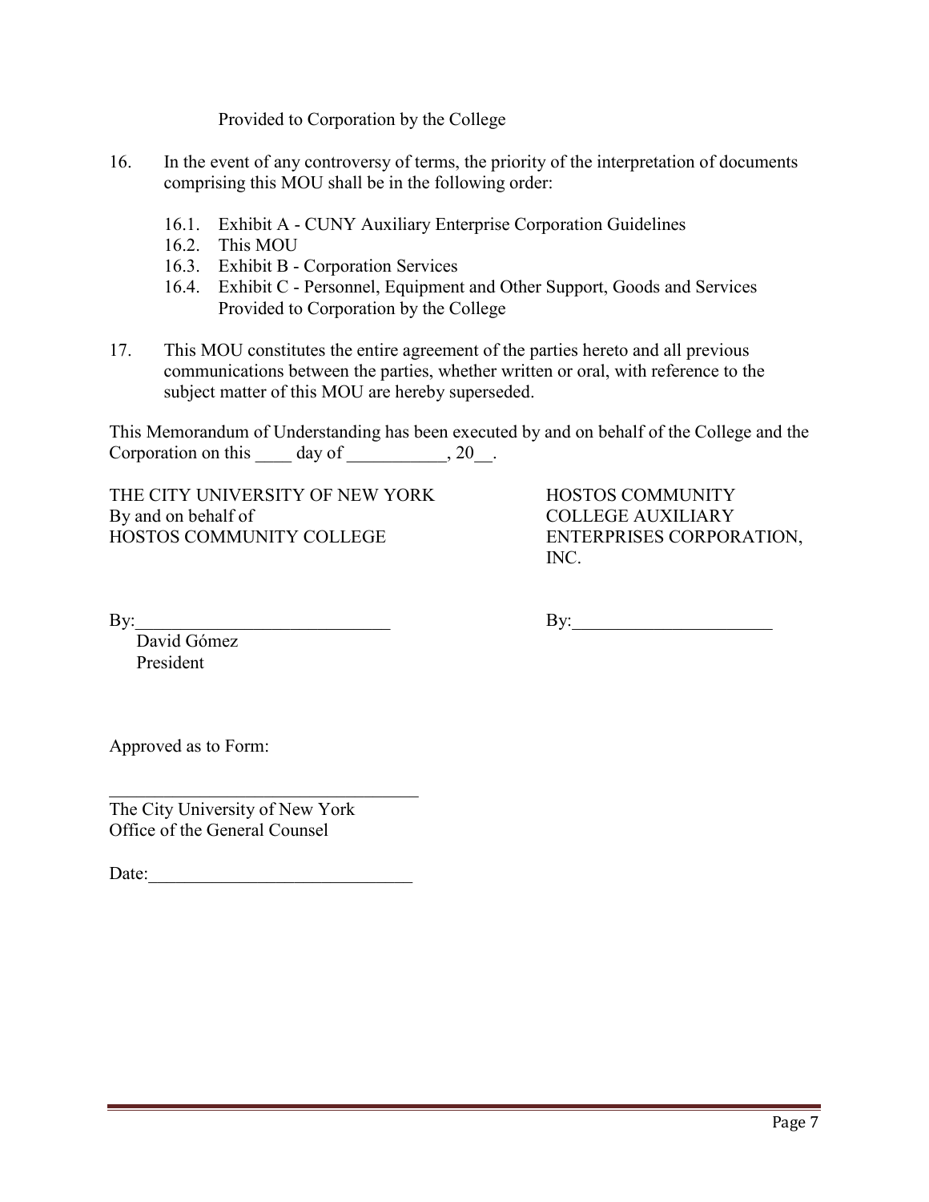Provided to Corporation by the College

16. In the event of any controversy of terms, the priority of the interpretation of documents comprising this MOU shall be in the following order:

    16.1. Exhibit A - CUNY Auxiliary Enterprise Corporation Guidelines
    16.2. This MOU
    16.3. Exhibit B - Corporation Services
    16.4. Exhibit C - Personnel, Equipment and Other Support, Goods and Services Provided to Corporation by the College

17. This MOU constitutes the entire agreement of the parties hereto and all previous communications between the parties, whether written or oral, with reference to the subject matter of this MOU are hereby superseded.

This Memorandum of Understanding has been executed by and on behalf of the College and the Corporation on this ____ day of ___________, 20__.

THE CITY UNIVERSITY OF NEW YORK
By and on behalf of
HOSTOS COMMUNITY COLLEGE

By:____________________________
David Gómez
President

HOSTOS COMMUNITY COLLEGE AUXILIARY ENTERPRISES CORPORATION, INC.

By:______________________

Approved as to Form:

___________________________________
The City University of New York
Office of the General Counsel

Date:_____________________________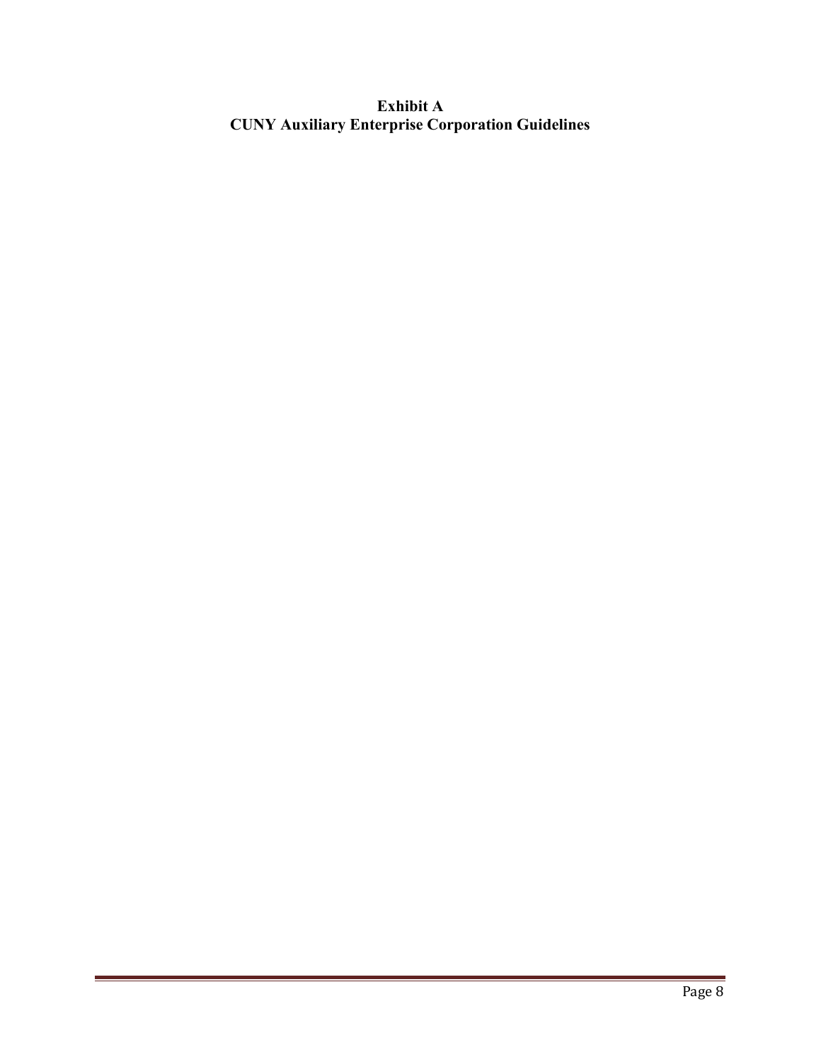## Exhibit A
## CUNY Auxiliary Enterprise Corporation Guidelines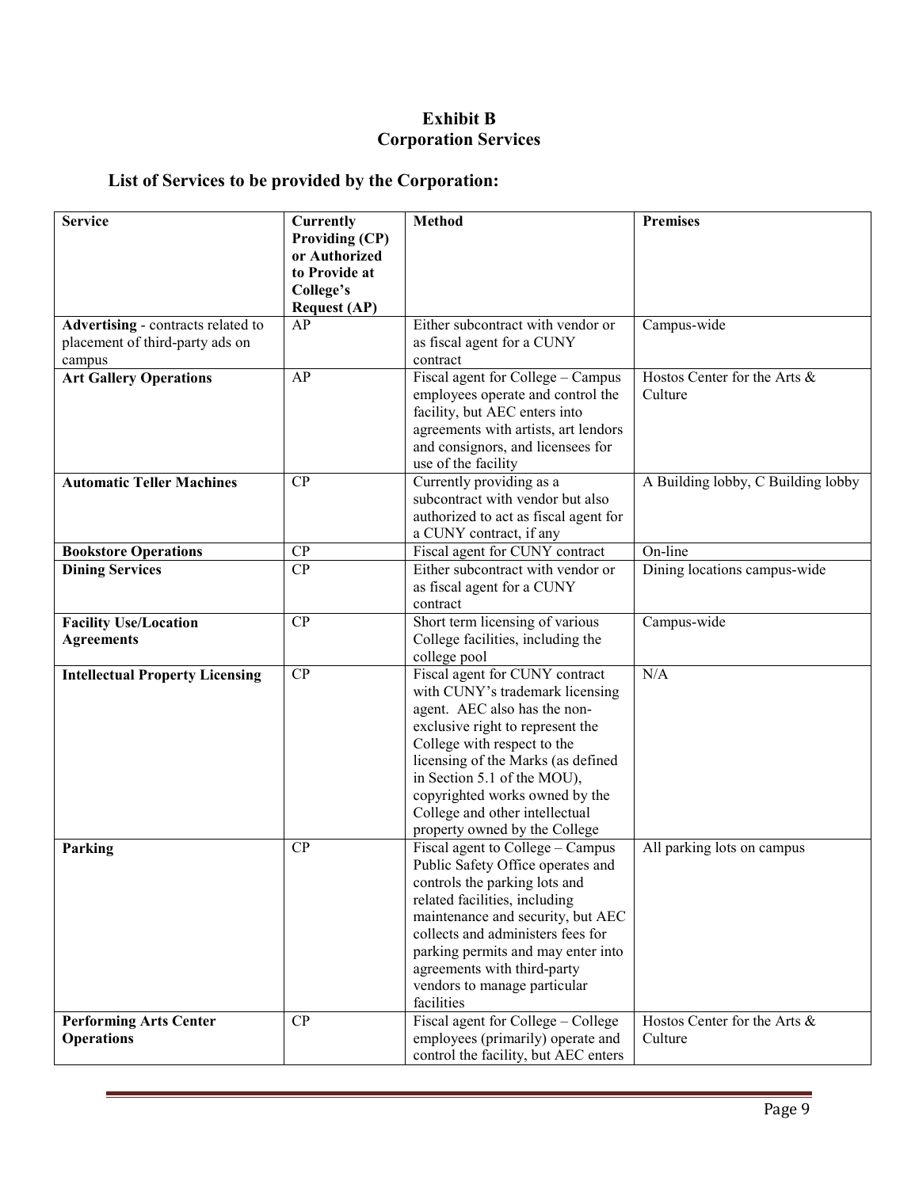## Exhibit B
## Corporation Services

### List of Services to be provided by the Corporation:

| Service | Currently Providing (CP) or Authorized to Provide at College's Request (AP) | Method | Premises |
|---|---|---|---|
| **Advertising** - contracts related to placement of third-party ads on campus | AP | Either subcontract with vendor or as fiscal agent for a CUNY contract | Campus-wide |
| **Art Gallery Operations** | AP | Fiscal agent for College – Campus employees operate and control the facility, but AEC enters into agreements with artists, art lendors and consignors, and licensees for use of the facility | Hostos Center for the Arts & Culture |
| **Automatic Teller Machines** | CP | Currently providing as a subcontract with vendor but also authorized to act as fiscal agent for a CUNY contract, if any | A Building lobby, C Building lobby |
| **Bookstore Operations** | CP | Fiscal agent for CUNY contract | On-line |
| **Dining Services** | CP | Either subcontract with vendor or as fiscal agent for a CUNY contract | Dining locations campus-wide |
| **Facility Use/Location Agreements** | CP | Short term licensing of various College facilities, including the college pool | Campus-wide |
| **Intellectual Property Licensing** | CP | Fiscal agent for CUNY contract with CUNY's trademark licensing agent. AEC also has the non-exclusive right to represent the College with respect to the licensing of the Marks (as defined in Section 5.1 of the MOU), copyrighted works owned by the College and other intellectual property owned by the College | N/A |
| **Parking** | CP | Fiscal agent to College – Campus Public Safety Office operates and controls the parking lots and related facilities, including maintenance and security, but AEC collects and administers fees for parking permits and may enter into agreements with third-party vendors to manage particular facilities | All parking lots on campus |
| **Performing Arts Center Operations** | CP | Fiscal agent for College – College employees (primarily) operate and control the facility, but AEC enters | Hostos Center for the Arts & Culture |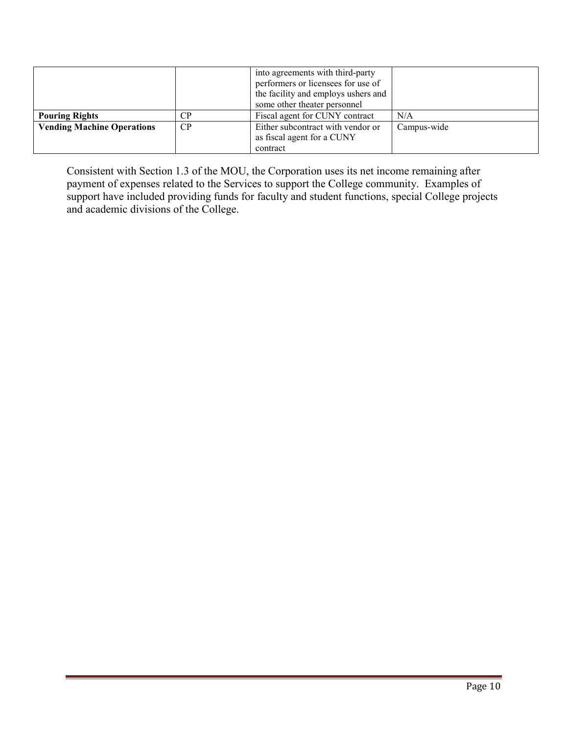| | | | |
|---|---|---|---|
| | | into agreements with third-party performers or licensees for use of the facility and employs ushers and some other theater personnel | |
| **Pouring Rights** | CP | Fiscal agent for CUNY contract | N/A |
| **Vending Machine Operations** | CP | Either subcontract with vendor or as fiscal agent for a CUNY contract | Campus-wide |

Consistent with Section 1.3 of the MOU, the Corporation uses its net income remaining after payment of expenses related to the Services to support the College community. Examples of support have included providing funds for faculty and student functions, special College projects and academic divisions of the College.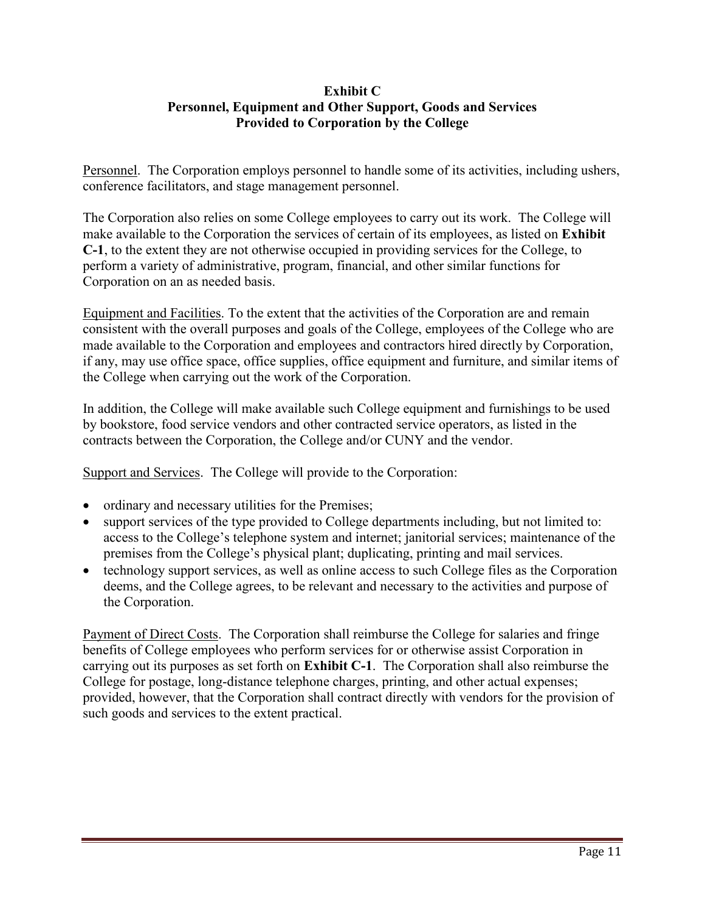**Exhibit C**
**Personnel, Equipment and Other Support, Goods and Services**
**Provided to Corporation by the College**

Personnel. The Corporation employs personnel to handle some of its activities, including ushers, conference facilitators, and stage management personnel.

The Corporation also relies on some College employees to carry out its work. The College will make available to the Corporation the services of certain of its employees, as listed on **Exhibit C-1**, to the extent they are not otherwise occupied in providing services for the College, to perform a variety of administrative, program, financial, and other similar functions for Corporation on an as needed basis.

Equipment and Facilities. To the extent that the activities of the Corporation are and remain consistent with the overall purposes and goals of the College, employees of the College who are made available to the Corporation and employees and contractors hired directly by Corporation, if any, may use office space, office supplies, office equipment and furniture, and similar items of the College when carrying out the work of the Corporation.

In addition, the College will make available such College equipment and furnishings to be used by bookstore, food service vendors and other contracted service operators, as listed in the contracts between the Corporation, the College and/or CUNY and the vendor.

Support and Services. The College will provide to the Corporation:

- ordinary and necessary utilities for the Premises;
- support services of the type provided to College departments including, but not limited to: access to the College's telephone system and internet; janitorial services; maintenance of the premises from the College's physical plant; duplicating, printing and mail services.
- technology support services, as well as online access to such College files as the Corporation deems, and the College agrees, to be relevant and necessary to the activities and purpose of the Corporation.

Payment of Direct Costs. The Corporation shall reimburse the College for salaries and fringe benefits of College employees who perform services for or otherwise assist Corporation in carrying out its purposes as set forth on **Exhibit C-1**. The Corporation shall also reimburse the College for postage, long-distance telephone charges, printing, and other actual expenses; provided, however, that the Corporation shall contract directly with vendors for the provision of such goods and services to the extent practical.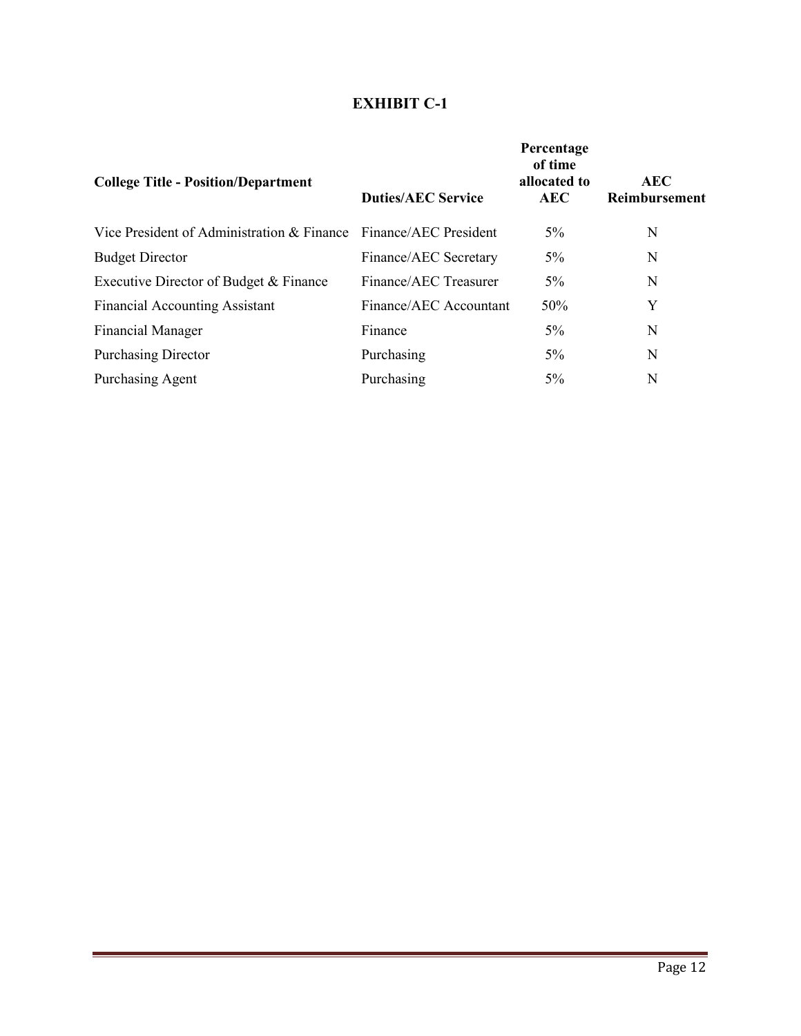# EXHIBIT C-1

| College Title - Position/Department | Duties/AEC Service | Percentage of time allocated to AEC | AEC Reimbursement |
|---|---|---|---|
| Vice President of Administration & Finance | Finance/AEC President | 5% | N |
| Budget Director | Finance/AEC Secretary | 5% | N |
| Executive Director of Budget & Finance | Finance/AEC Treasurer | 5% | N |
| Financial Accounting Assistant | Finance/AEC Accountant | 50% | Y |
| Financial Manager | Finance | 5% | N |
| Purchasing Director | Purchasing | 5% | N |
| Purchasing Agent | Purchasing | 5% | N |